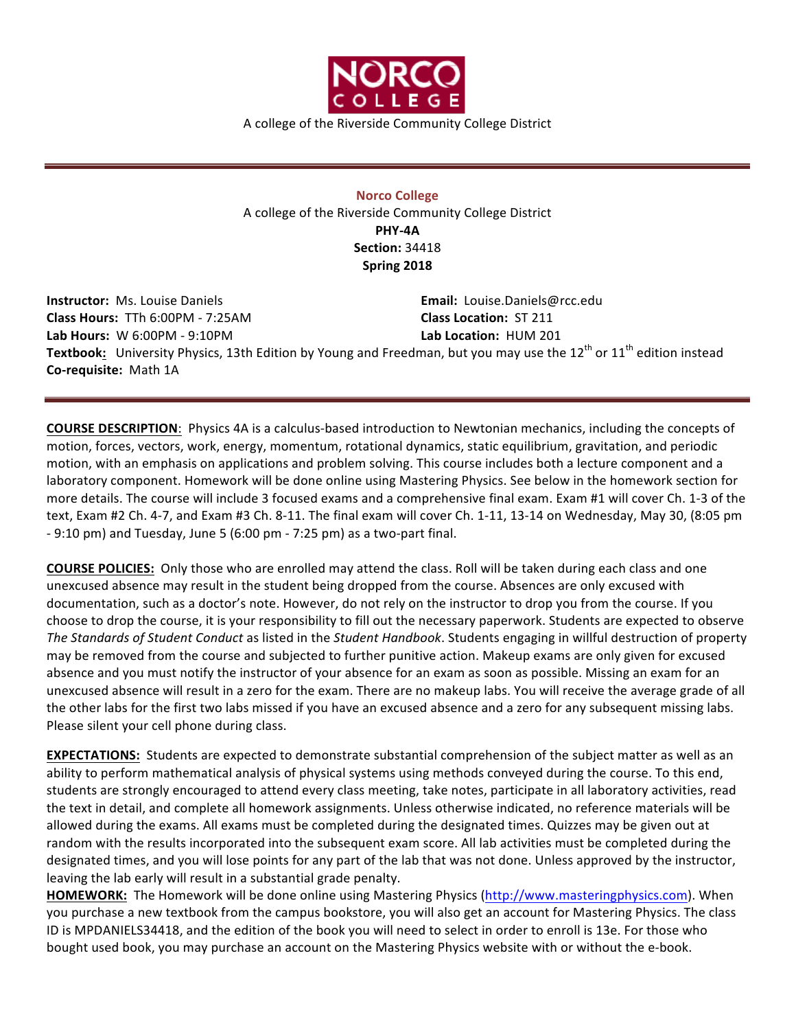NORCO COLLEGE

A college of the Riverside Community College District

---

**Norco College**

A college of the Riverside Community College District

**PHY-4A**

**Section:** 34418

**Spring 2018**

**Instructor:** Ms. Louise Daniels
**Email:** Louise.Daniels@rcc.edu
**Class Hours:** TTh 6:00PM - 7:25AM
**Class Location:** ST 211
**Lab Hours:** W 6:00PM - 9:10PM
**Lab Location:** HUM 201
**Textbook:** University Physics, 13th Edition by Young and Freedman, but you may use the 12th or 11th edition instead
**Co-requisite:** Math 1A

---

**COURSE DESCRIPTION**: Physics 4A is a calculus-based introduction to Newtonian mechanics, including the concepts of motion, forces, vectors, work, energy, momentum, rotational dynamics, static equilibrium, gravitation, and periodic motion, with an emphasis on applications and problem solving. This course includes both a lecture component and a laboratory component. Homework will be done online using Mastering Physics. See below in the homework section for more details. The course will include 3 focused exams and a comprehensive final exam. Exam #1 will cover Ch. 1-3 of the text, Exam #2 Ch. 4-7, and Exam #3 Ch. 8-11. The final exam will cover Ch. 1-11, 13-14 on Wednesday, May 30, (8:05 pm - 9:10 pm) and Tuesday, June 5 (6:00 pm - 7:25 pm) as a two-part final.

**COURSE POLICIES:** Only those who are enrolled may attend the class. Roll will be taken during each class and one unexcused absence may result in the student being dropped from the course. Absences are only excused with documentation, such as a doctor's note. However, do not rely on the instructor to drop you from the course. If you choose to drop the course, it is your responsibility to fill out the necessary paperwork. Students are expected to observe *The Standards of Student Conduct* as listed in the *Student Handbook*. Students engaging in willful destruction of property may be removed from the course and subjected to further punitive action. Makeup exams are only given for excused absence and you must notify the instructor of your absence for an exam as soon as possible. Missing an exam for an unexcused absence will result in a zero for the exam. There are no makeup labs. You will receive the average grade of all the other labs for the first two labs missed if you have an excused absence and a zero for any subsequent missing labs. Please silent your cell phone during class.

**EXPECTATIONS:** Students are expected to demonstrate substantial comprehension of the subject matter as well as an ability to perform mathematical analysis of physical systems using methods conveyed during the course. To this end, students are strongly encouraged to attend every class meeting, take notes, participate in all laboratory activities, read the text in detail, and complete all homework assignments. Unless otherwise indicated, no reference materials will be allowed during the exams. All exams must be completed during the designated times. Quizzes may be given out at random with the results incorporated into the subsequent exam score. All lab activities must be completed during the designated times, and you will lose points for any part of the lab that was not done. Unless approved by the instructor, leaving the lab early will result in a substantial grade penalty.

**HOMEWORK:** The Homework will be done online using Mastering Physics (http://www.masteringphysics.com). When you purchase a new textbook from the campus bookstore, you will also get an account for Mastering Physics. The class ID is MPDANIELS34418, and the edition of the book you will need to select in order to enroll is 13e. For those who bought used book, you may purchase an account on the Mastering Physics website with or without the e-book.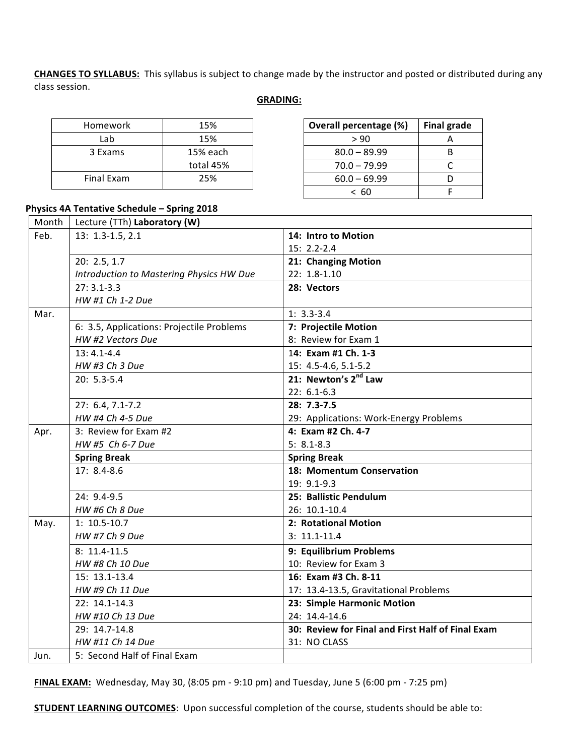**CHANGES TO SYLLABUS:** This syllabus is subject to change made by the instructor and posted or distributed during any class session.

**GRADING:**

| Homework | 15% |
|---|---|
| Lab | 15% |
| 3 Exams | 15% each total 45% |
| Final Exam | 25% |

| **Overall percentage (%)** | **Final grade** |
|---|---|
| > 90 | A |
| 80.0 – 89.99 | B |
| 70.0 – 79.99 | C |
| 60.0 – 69.99 | D |
| < 60 | F |

**Physics 4A Tentative Schedule – Spring 2018**

| Month | Lecture (TTh) **Laboratory (W)** | |
|---|---|---|
| Feb. | 13: 1.3-1.5, 2.1 | **14: Intro to Motion**<br>15: 2.2-2.4 |
| | 20: 2.5, 1.7<br>*Introduction to Mastering Physics HW Due* | **21: Changing Motion**<br>22: 1.8-1.10 |
| | 27: 3.1-3.3<br>*HW #1 Ch 1-2 Due* | **28: Vectors** |
| Mar. | | 1: 3.3-3.4 |
| | 6: 3.5, Applications: Projectile Problems<br>*HW #2 Vectors Due* | **7: Projectile Motion**<br>8: Review for Exam 1 |
| | 13: 4.1-4.4<br>*HW #3 Ch 3 Due* | **14: Exam #1 Ch. 1-3**<br>15: 4.5-4.6, 5.1-5.2 |
| | 20: 5.3-5.4 | **21: Newton's 2nd Law**<br>22: 6.1-6.3 |
| | 27: 6.4, 7.1-7.2<br>*HW #4 Ch 4-5 Due* | **28: 7.3-7.5**<br>29: Applications: Work-Energy Problems |
| Apr. | 3: Review for Exam #2<br>*HW #5 Ch 6-7 Due* | **4: Exam #2 Ch. 4-7**<br>5: 8.1-8.3 |
| | **Spring Break** | **Spring Break** |
| | 17: 8.4-8.6 | **18: Momentum Conservation**<br>19: 9.1-9.3 |
| | 24: 9.4-9.5<br>*HW #6 Ch 8 Due* | **25: Ballistic Pendulum**<br>26: 10.1-10.4 |
| May. | 1: 10.5-10.7<br>*HW #7 Ch 9 Due* | **2: Rotational Motion**<br>3: 11.1-11.4 |
| | 8: 11.4-11.5<br>*HW #8 Ch 10 Due* | **9: Equilibrium Problems**<br>10: Review for Exam 3 |
| | 15: 13.1-13.4<br>*HW #9 Ch 11 Due* | **16: Exam #3 Ch. 8-11**<br>17: 13.4-13.5, Gravitational Problems |
| | 22: 14.1-14.3<br>*HW #10 Ch 13 Due* | **23: Simple Harmonic Motion**<br>24: 14.4-14.6 |
| | 29: 14.7-14.8<br>*HW #11 Ch 14 Due* | **30: Review for Final and First Half of Final Exam**<br>31: NO CLASS |
| Jun. | 5: Second Half of Final Exam | |

**FINAL EXAM:** Wednesday, May 30, (8:05 pm - 9:10 pm) and Tuesday, June 5 (6:00 pm - 7:25 pm)

**STUDENT LEARNING OUTCOMES**: Upon successful completion of the course, students should be able to: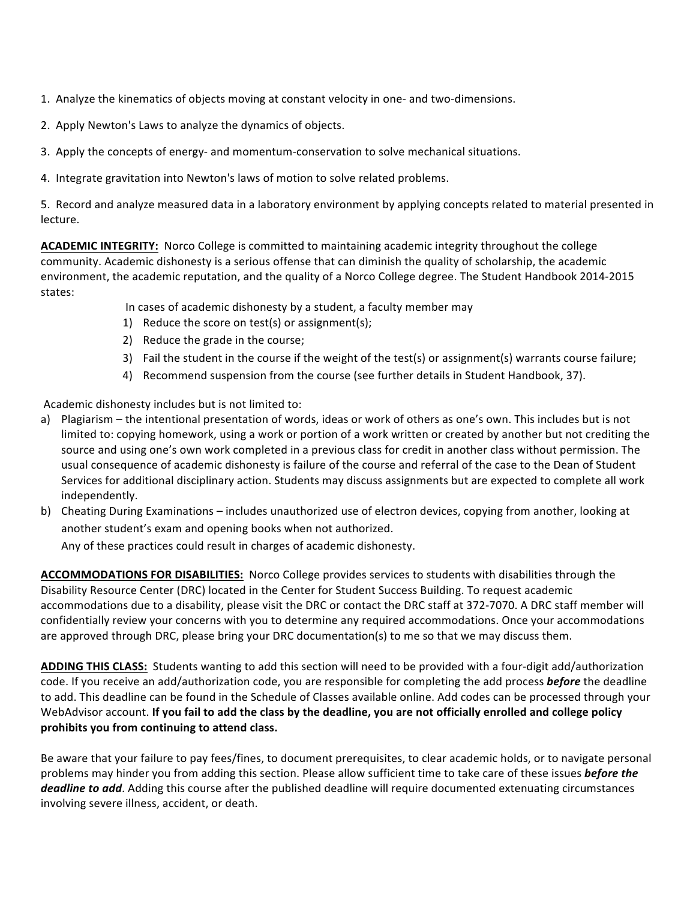1. Analyze the kinematics of objects moving at constant velocity in one- and two-dimensions.

2. Apply Newton's Laws to analyze the dynamics of objects.

3. Apply the concepts of energy- and momentum-conservation to solve mechanical situations.

4. Integrate gravitation into Newton's laws of motion to solve related problems.

5. Record and analyze measured data in a laboratory environment by applying concepts related to material presented in lecture.

**ACADEMIC INTEGRITY:** Norco College is committed to maintaining academic integrity throughout the college community. Academic dishonesty is a serious offense that can diminish the quality of scholarship, the academic environment, the academic reputation, and the quality of a Norco College degree. The Student Handbook 2014-2015 states:

> In cases of academic dishonesty by a student, a faculty member may
> 1) Reduce the score on test(s) or assignment(s);
> 2) Reduce the grade in the course;
> 3) Fail the student in the course if the weight of the test(s) or assignment(s) warrants course failure;
> 4) Recommend suspension from the course (see further details in Student Handbook, 37).

Academic dishonesty includes but is not limited to:

a) Plagiarism – the intentional presentation of words, ideas or work of others as one's own. This includes but is not limited to: copying homework, using a work or portion of a work written or created by another but not crediting the source and using one's own work completed in a previous class for credit in another class without permission. The usual consequence of academic dishonesty is failure of the course and referral of the case to the Dean of Student Services for additional disciplinary action. Students may discuss assignments but are expected to complete all work independently.

b) Cheating During Examinations – includes unauthorized use of electron devices, copying from another, looking at another student's exam and opening books when not authorized.

   Any of these practices could result in charges of academic dishonesty.

**ACCOMMODATIONS FOR DISABILITIES:** Norco College provides services to students with disabilities through the Disability Resource Center (DRC) located in the Center for Student Success Building. To request academic accommodations due to a disability, please visit the DRC or contact the DRC staff at 372-7070. A DRC staff member will confidentially review your concerns with you to determine any required accommodations. Once your accommodations are approved through DRC, please bring your DRC documentation(s) to me so that we may discuss them.

**ADDING THIS CLASS:** Students wanting to add this section will need to be provided with a four-digit add/authorization code. If you receive an add/authorization code, you are responsible for completing the add process ***before*** the deadline to add. This deadline can be found in the Schedule of Classes available online. Add codes can be processed through your WebAdvisor account. **If you fail to add the class by the deadline, you are not officially enrolled and college policy prohibits you from continuing to attend class.**

Be aware that your failure to pay fees/fines, to document prerequisites, to clear academic holds, or to navigate personal problems may hinder you from adding this section. Please allow sufficient time to take care of these issues ***before the deadline to add***. Adding this course after the published deadline will require documented extenuating circumstances involving severe illness, accident, or death.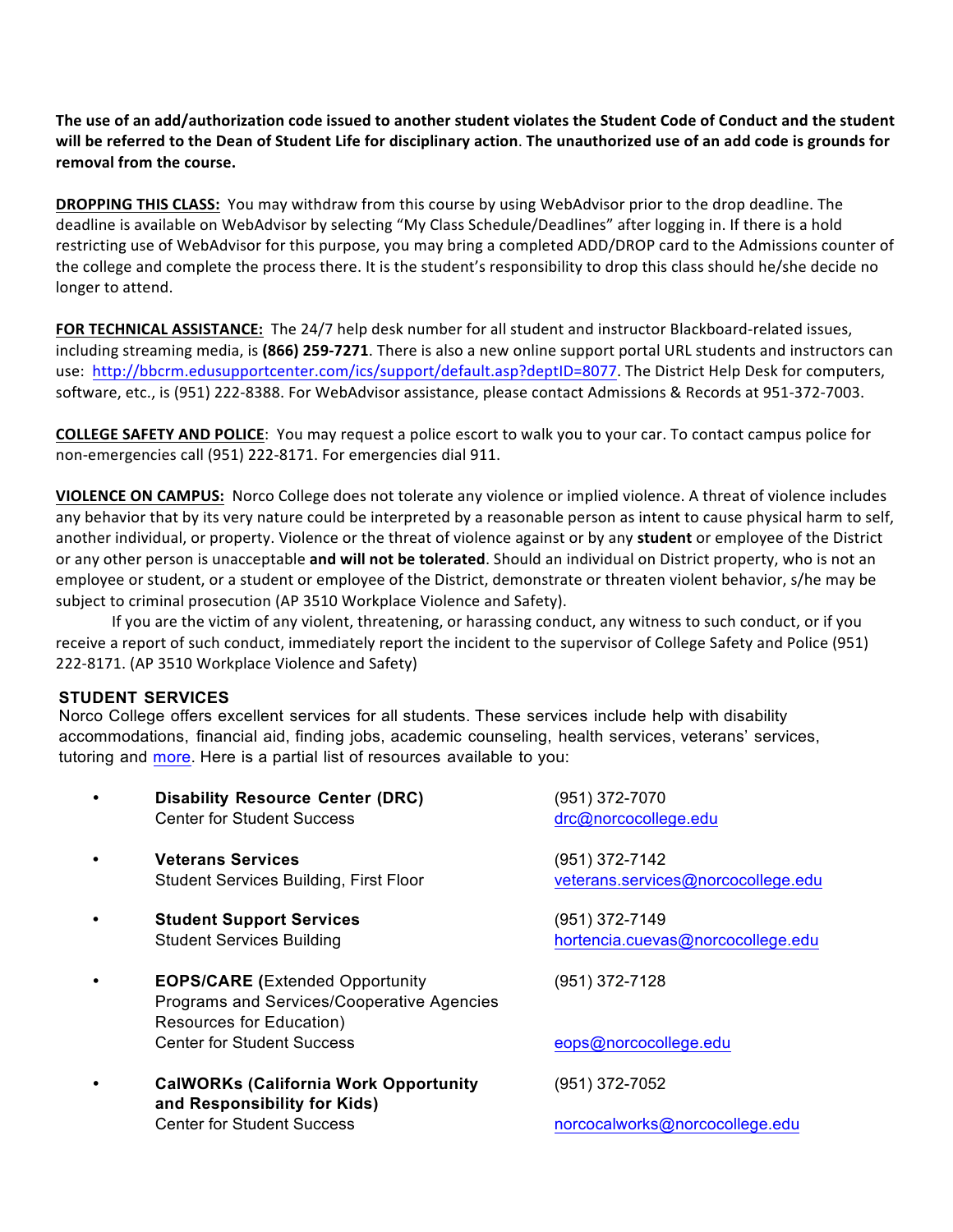**The use of an add/authorization code issued to another student violates the Student Code of Conduct and the student will be referred to the Dean of Student Life for disciplinary action**. **The unauthorized use of an add code is grounds for removal from the course.**

**DROPPING THIS CLASS:** You may withdraw from this course by using WebAdvisor prior to the drop deadline. The deadline is available on WebAdvisor by selecting "My Class Schedule/Deadlines" after logging in. If there is a hold restricting use of WebAdvisor for this purpose, you may bring a completed ADD/DROP card to the Admissions counter of the college and complete the process there. It is the student's responsibility to drop this class should he/she decide no longer to attend.

**FOR TECHNICAL ASSISTANCE:** The 24/7 help desk number for all student and instructor Blackboard-related issues, including streaming media, is **(866) 259-7271**. There is also a new online support portal URL students and instructors can use: [http://bbcrm.edusupportcenter.com/ics/support/default.asp?deptID=8077](http://bbcrm.edusupportcenter.com/ics/support/default.asp?deptID=8077). The District Help Desk for computers, software, etc., is (951) 222-8388. For WebAdvisor assistance, please contact Admissions & Records at 951-372-7003.

**COLLEGE SAFETY AND POLICE**: You may request a police escort to walk you to your car. To contact campus police for non-emergencies call (951) 222-8171. For emergencies dial 911.

**VIOLENCE ON CAMPUS:** Norco College does not tolerate any violence or implied violence. A threat of violence includes any behavior that by its very nature could be interpreted by a reasonable person as intent to cause physical harm to self, another individual, or property. Violence or the threat of violence against or by any **student** or employee of the District or any other person is unacceptable **and will not be tolerated**. Should an individual on District property, who is not an employee or student, or a student or employee of the District, demonstrate or threaten violent behavior, s/he may be subject to criminal prosecution (AP 3510 Workplace Violence and Safety).

If you are the victim of any violent, threatening, or harassing conduct, any witness to such conduct, or if you receive a report of such conduct, immediately report the incident to the supervisor of College Safety and Police (951) 222-8171. (AP 3510 Workplace Violence and Safety)

**STUDENT SERVICES**

Norco College offers excellent services for all students. These services include help with disability accommodations, financial aid, finding jobs, academic counseling, health services, veterans' services, tutoring and more. Here is a partial list of resources available to you:

- **Disability Resource Center (DRC)**
  Center for Student Success
  (951) 372-7070
  drc@norcocollege.edu

- **Veterans Services**
  Student Services Building, First Floor
  (951) 372-7142
  veterans.services@norcocollege.edu

- **Student Support Services**
  Student Services Building
  (951) 372-7149
  hortencia.cuevas@norcocollege.edu

- **EOPS/CARE (**Extended Opportunity Programs and Services/Cooperative Agencies Resources for Education)
  Center for Student Success
  (951) 372-7128
  eops@norcocollege.edu

- **CalWORKs (California Work Opportunity and Responsibility for Kids)**
  Center for Student Success
  (951) 372-7052
  norcocalworks@norcocollege.edu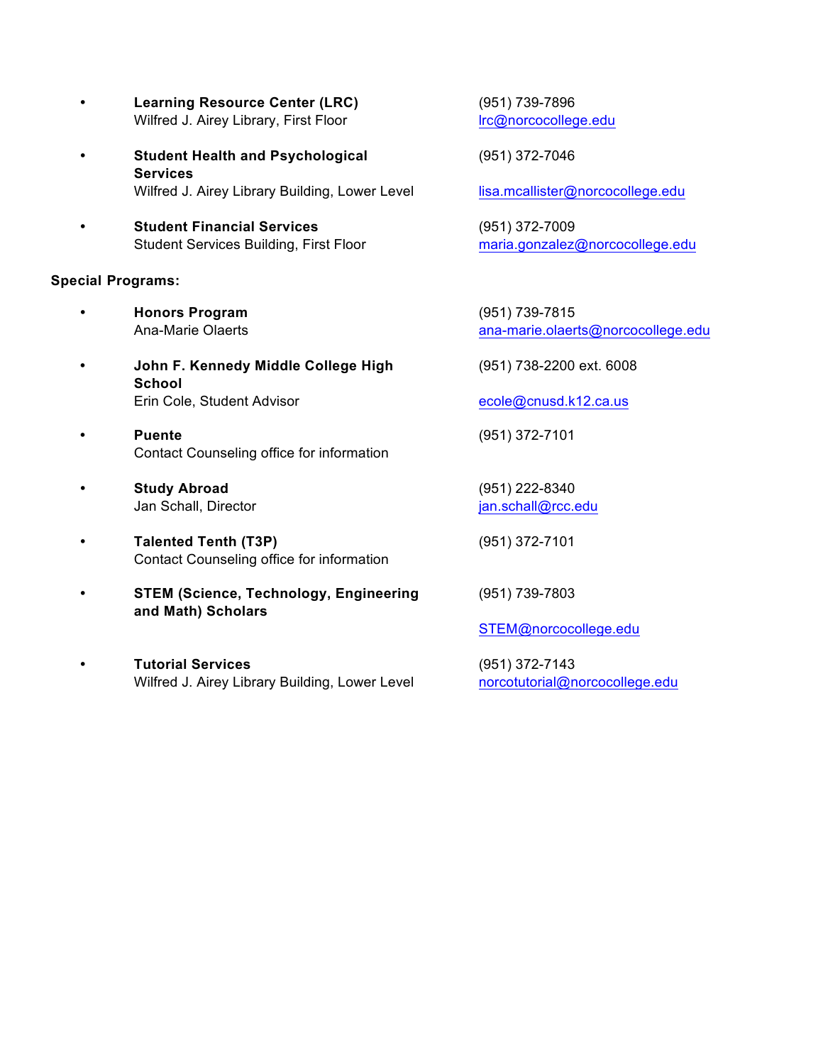- **Learning Resource Center (LRC)**
  Wilfred J. Airey Library, First Floor
  (951) 739-7896
  lrc@norcocollege.edu

- **Student Health and Psychological Services**
  Wilfred J. Airey Library Building, Lower Level
  (951) 372-7046
  lisa.mcallister@norcocollege.edu

- **Student Financial Services**
  Student Services Building, First Floor
  (951) 372-7009
  maria.gonzalez@norcocollege.edu

**Special Programs:**

- **Honors Program**
  Ana-Marie Olaerts
  (951) 739-7815
  ana-marie.olaerts@norcocollege.edu

- **John F. Kennedy Middle College High School**
  Erin Cole, Student Advisor
  (951) 738-2200 ext. 6008
  ecole@cnusd.k12.ca.us

- **Puente**
  Contact Counseling office for information
  (951) 372-7101

- **Study Abroad**
  Jan Schall, Director
  (951) 222-8340
  jan.schall@rcc.edu

- **Talented Tenth (T3P)**
  Contact Counseling office for information
  (951) 372-7101

- **STEM (Science, Technology, Engineering and Math) Scholars**
  (951) 739-7803
  STEM@norcocollege.edu

- **Tutorial Services**
  Wilfred J. Airey Library Building, Lower Level
  (951) 372-7143
  norcotutorial@norcocollege.edu